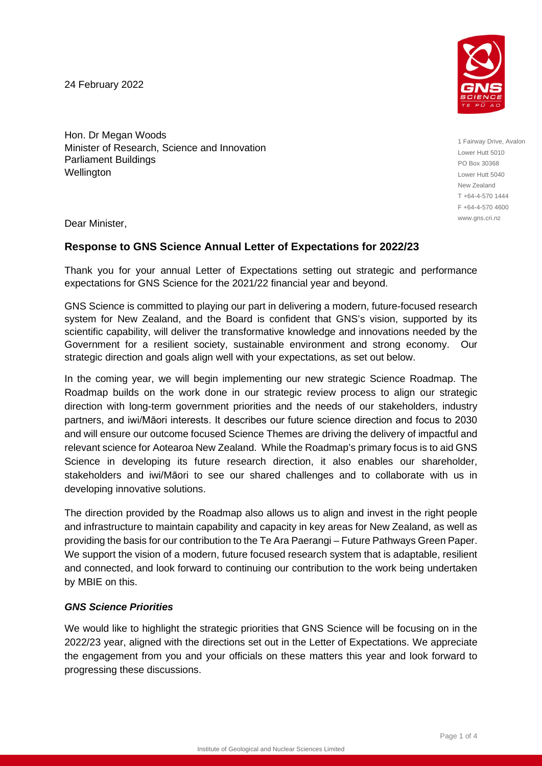24 February 2022

1 Fairway Drive, Avalon
Lower Hutt 5010
PO Box 30368
Lower Hutt 5040
New Zealand
T +64-4-570 1444
F +64-4-570 4600
www.gns.cri.nz

Hon. Dr Megan Woods
Minister of Research, Science and Innovation
Parliament Buildings
Wellington

Dear Minister,

## Response to GNS Science Annual Letter of Expectations for 2022/23

Thank you for your annual Letter of Expectations setting out strategic and performance expectations for GNS Science for the 2021/22 financial year and beyond.

GNS Science is committed to playing our part in delivering a modern, future-focused research system for New Zealand, and the Board is confident that GNS's vision, supported by its scientific capability, will deliver the transformative knowledge and innovations needed by the Government for a resilient society, sustainable environment and strong economy. Our strategic direction and goals align well with your expectations, as set out below.

In the coming year, we will begin implementing our new strategic Science Roadmap. The Roadmap builds on the work done in our strategic review process to align our strategic direction with long-term government priorities and the needs of our stakeholders, industry partners, and iwi/Māori interests. It describes our future science direction and focus to 2030 and will ensure our outcome focused Science Themes are driving the delivery of impactful and relevant science for Aotearoa New Zealand. While the Roadmap's primary focus is to aid GNS Science in developing its future research direction, it also enables our shareholder, stakeholders and iwi/Māori to see our shared challenges and to collaborate with us in developing innovative solutions.

The direction provided by the Roadmap also allows us to align and invest in the right people and infrastructure to maintain capability and capacity in key areas for New Zealand, as well as providing the basis for our contribution to the Te Ara Paerangi – Future Pathways Green Paper. We support the vision of a modern, future focused research system that is adaptable, resilient and connected, and look forward to continuing our contribution to the work being undertaken by MBIE on this.

### ***GNS Science Priorities***

We would like to highlight the strategic priorities that GNS Science will be focusing on in the 2022/23 year, aligned with the directions set out in the Letter of Expectations. We appreciate the engagement from you and your officials on these matters this year and look forward to progressing these discussions.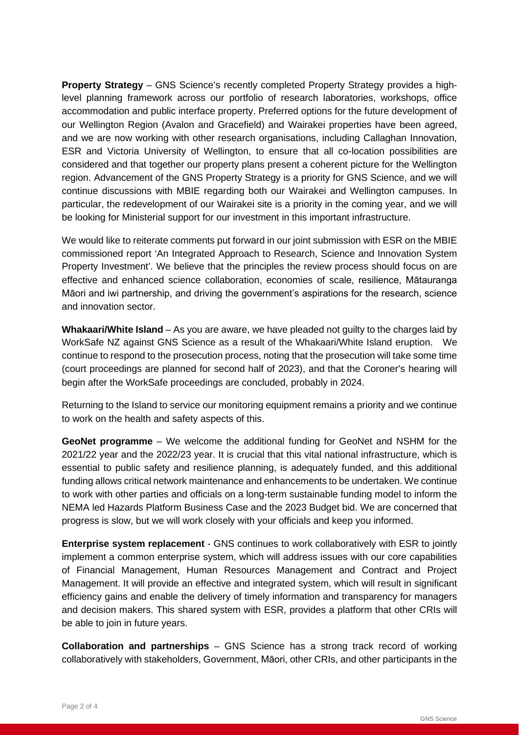**Property Strategy** – GNS Science's recently completed Property Strategy provides a high-level planning framework across our portfolio of research laboratories, workshops, office accommodation and public interface property. Preferred options for the future development of our Wellington Region (Avalon and Gracefield) and Wairakei properties have been agreed, and we are now working with other research organisations, including Callaghan Innovation, ESR and Victoria University of Wellington, to ensure that all co-location possibilities are considered and that together our property plans present a coherent picture for the Wellington region. Advancement of the GNS Property Strategy is a priority for GNS Science, and we will continue discussions with MBIE regarding both our Wairakei and Wellington campuses. In particular, the redevelopment of our Wairakei site is a priority in the coming year, and we will be looking for Ministerial support for our investment in this important infrastructure.

We would like to reiterate comments put forward in our joint submission with ESR on the MBIE commissioned report 'An Integrated Approach to Research, Science and Innovation System Property Investment'. We believe that the principles the review process should focus on are effective and enhanced science collaboration, economies of scale, resilience, Mātauranga Māori and iwi partnership, and driving the government's aspirations for the research, science and innovation sector.

**Whakaari/White Island** – As you are aware, we have pleaded not guilty to the charges laid by WorkSafe NZ against GNS Science as a result of the Whakaari/White Island eruption. We continue to respond to the prosecution process, noting that the prosecution will take some time (court proceedings are planned for second half of 2023), and that the Coroner's hearing will begin after the WorkSafe proceedings are concluded, probably in 2024.

Returning to the Island to service our monitoring equipment remains a priority and we continue to work on the health and safety aspects of this.

**GeoNet programme** – We welcome the additional funding for GeoNet and NSHM for the 2021/22 year and the 2022/23 year. It is crucial that this vital national infrastructure, which is essential to public safety and resilience planning, is adequately funded, and this additional funding allows critical network maintenance and enhancements to be undertaken. We continue to work with other parties and officials on a long-term sustainable funding model to inform the NEMA led Hazards Platform Business Case and the 2023 Budget bid. We are concerned that progress is slow, but we will work closely with your officials and keep you informed.

**Enterprise system replacement** - GNS continues to work collaboratively with ESR to jointly implement a common enterprise system, which will address issues with our core capabilities of Financial Management, Human Resources Management and Contract and Project Management. It will provide an effective and integrated system, which will result in significant efficiency gains and enable the delivery of timely information and transparency for managers and decision makers. This shared system with ESR, provides a platform that other CRIs will be able to join in future years.

**Collaboration and partnerships** – GNS Science has a strong track record of working collaboratively with stakeholders, Government, Māori, other CRIs, and other participants in the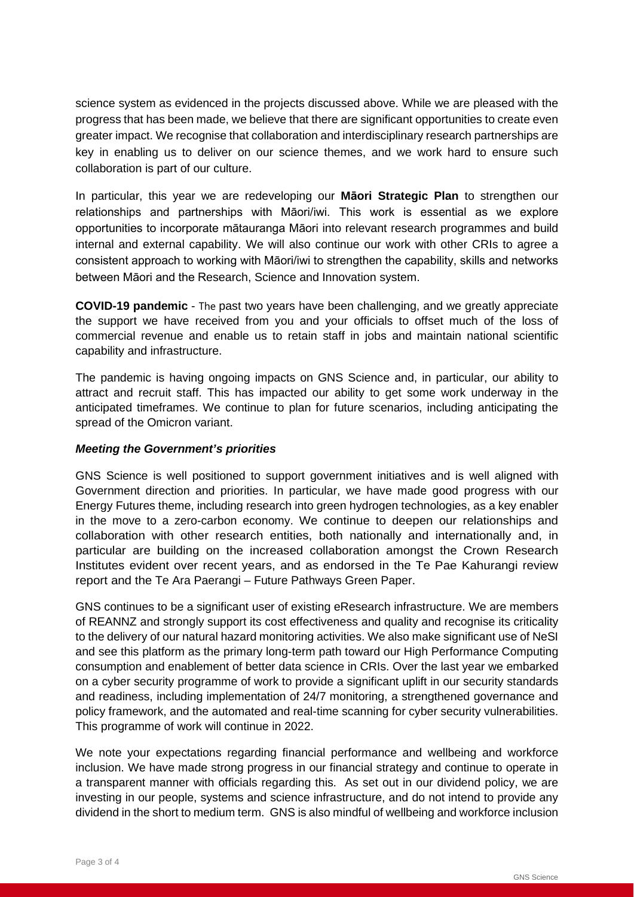science system as evidenced in the projects discussed above. While we are pleased with the progress that has been made, we believe that there are significant opportunities to create even greater impact. We recognise that collaboration and interdisciplinary research partnerships are key in enabling us to deliver on our science themes, and we work hard to ensure such collaboration is part of our culture.

In particular, this year we are redeveloping our **Māori Strategic Plan** to strengthen our relationships and partnerships with Māori/iwi. This work is essential as we explore opportunities to incorporate mātauranga Māori into relevant research programmes and build internal and external capability. We will also continue our work with other CRIs to agree a consistent approach to working with Māori/iwi to strengthen the capability, skills and networks between Māori and the Research, Science and Innovation system.

**COVID-19 pandemic** - The past two years have been challenging, and we greatly appreciate the support we have received from you and your officials to offset much of the loss of commercial revenue and enable us to retain staff in jobs and maintain national scientific capability and infrastructure.

The pandemic is having ongoing impacts on GNS Science and, in particular, our ability to attract and recruit staff. This has impacted our ability to get some work underway in the anticipated timeframes. We continue to plan for future scenarios, including anticipating the spread of the Omicron variant.

***Meeting the Government's priorities***

GNS Science is well positioned to support government initiatives and is well aligned with Government direction and priorities. In particular, we have made good progress with our Energy Futures theme, including research into green hydrogen technologies, as a key enabler in the move to a zero-carbon economy. We continue to deepen our relationships and collaboration with other research entities, both nationally and internationally and, in particular are building on the increased collaboration amongst the Crown Research Institutes evident over recent years, and as endorsed in the Te Pae Kahurangi review report and the Te Ara Paerangi – Future Pathways Green Paper.

GNS continues to be a significant user of existing eResearch infrastructure. We are members of REANNZ and strongly support its cost effectiveness and quality and recognise its criticality to the delivery of our natural hazard monitoring activities. We also make significant use of NeSI and see this platform as the primary long-term path toward our High Performance Computing consumption and enablement of better data science in CRIs. Over the last year we embarked on a cyber security programme of work to provide a significant uplift in our security standards and readiness, including implementation of 24/7 monitoring, a strengthened governance and policy framework, and the automated and real-time scanning for cyber security vulnerabilities. This programme of work will continue in 2022.

We note your expectations regarding financial performance and wellbeing and workforce inclusion. We have made strong progress in our financial strategy and continue to operate in a transparent manner with officials regarding this. As set out in our dividend policy, we are investing in our people, systems and science infrastructure, and do not intend to provide any dividend in the short to medium term. GNS is also mindful of wellbeing and workforce inclusion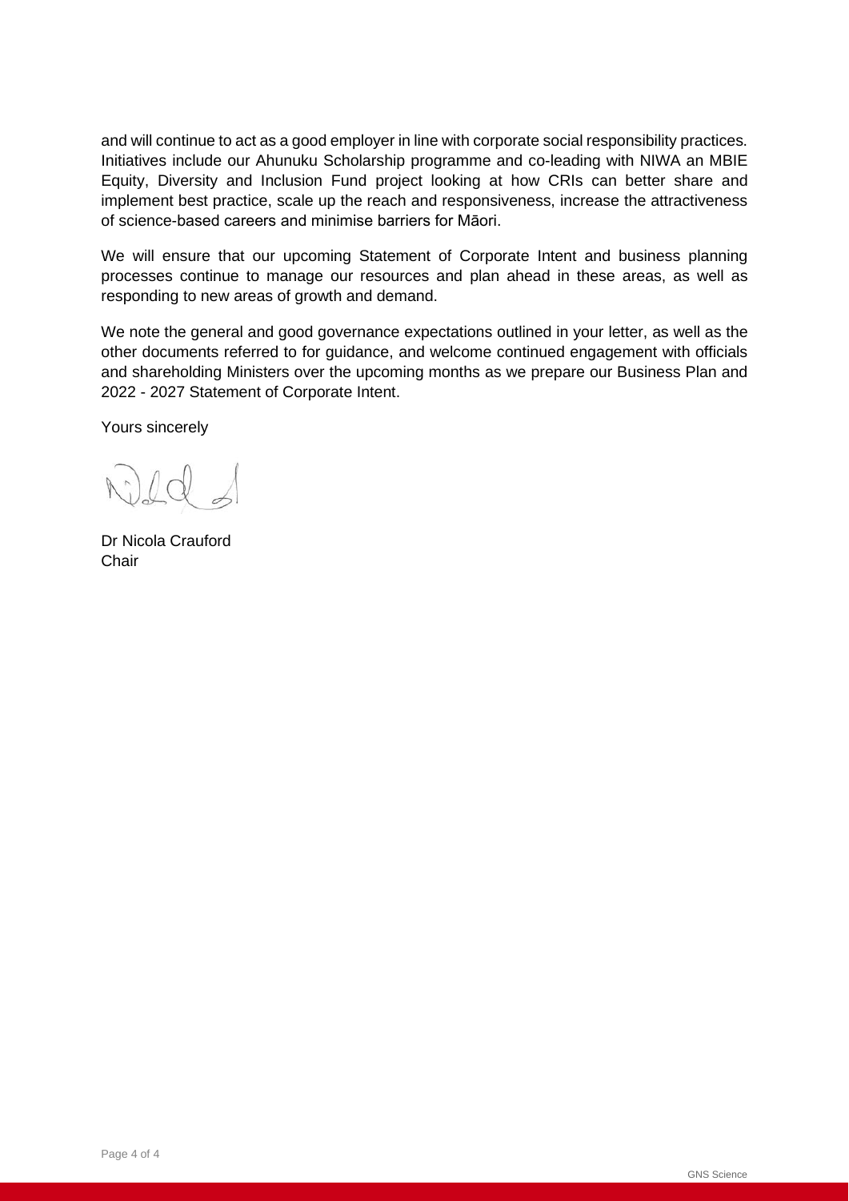and will continue to act as a good employer in line with corporate social responsibility practices. Initiatives include our Ahunuku Scholarship programme and co-leading with NIWA an MBIE Equity, Diversity and Inclusion Fund project looking at how CRIs can better share and implement best practice, scale up the reach and responsiveness, increase the attractiveness of science-based careers and minimise barriers for Māori.

We will ensure that our upcoming Statement of Corporate Intent and business planning processes continue to manage our resources and plan ahead in these areas, as well as responding to new areas of growth and demand.

We note the general and good governance expectations outlined in your letter, as well as the other documents referred to for guidance, and welcome continued engagement with officials and shareholding Ministers over the upcoming months as we prepare our Business Plan and 2022 - 2027 Statement of Corporate Intent.

Yours sincerely

Dr Nicola Crauford
Chair